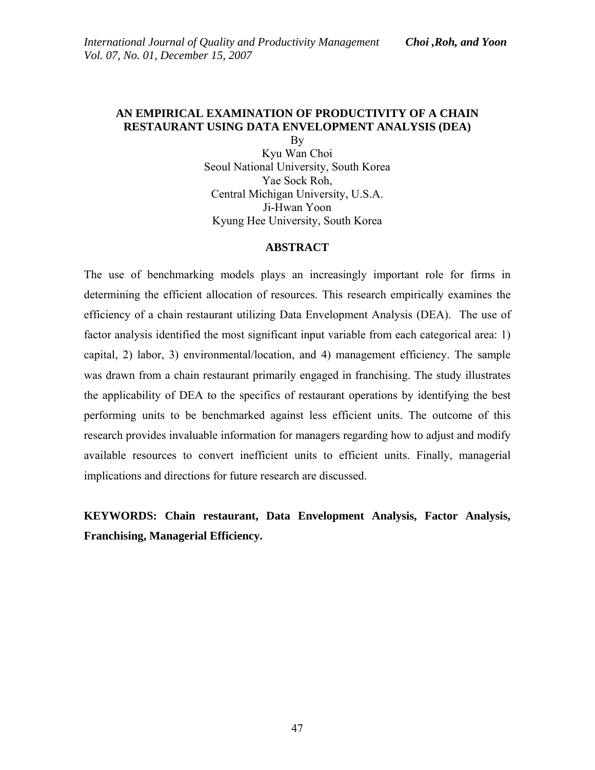# AN EMPIRICAL EXAMINATION OF PRODUCTIVITY OF A CHAIN RESTAURANT USING DATA ENVELOPMENT ANALYSIS (DEA)

By

Kyu Wan Choi
Seoul National University, South Korea

Yae Sock Roh,
Central Michigan University, U.S.A.

Ji-Hwan Yoon
Kyung Hee University, South Korea

## ABSTRACT

The use of benchmarking models plays an increasingly important role for firms in determining the efficient allocation of resources. This research empirically examines the efficiency of a chain restaurant utilizing Data Envelopment Analysis (DEA). The use of factor analysis identified the most significant input variable from each categorical area: 1) capital, 2) labor, 3) environmental/location, and 4) management efficiency. The sample was drawn from a chain restaurant primarily engaged in franchising. The study illustrates the applicability of DEA to the specifics of restaurant operations by identifying the best performing units to be benchmarked against less efficient units. The outcome of this research provides invaluable information for managers regarding how to adjust and modify available resources to convert inefficient units to efficient units. Finally, managerial implications and directions for future research are discussed.

**KEYWORDS: Chain restaurant, Data Envelopment Analysis, Factor Analysis, Franchising, Managerial Efficiency.**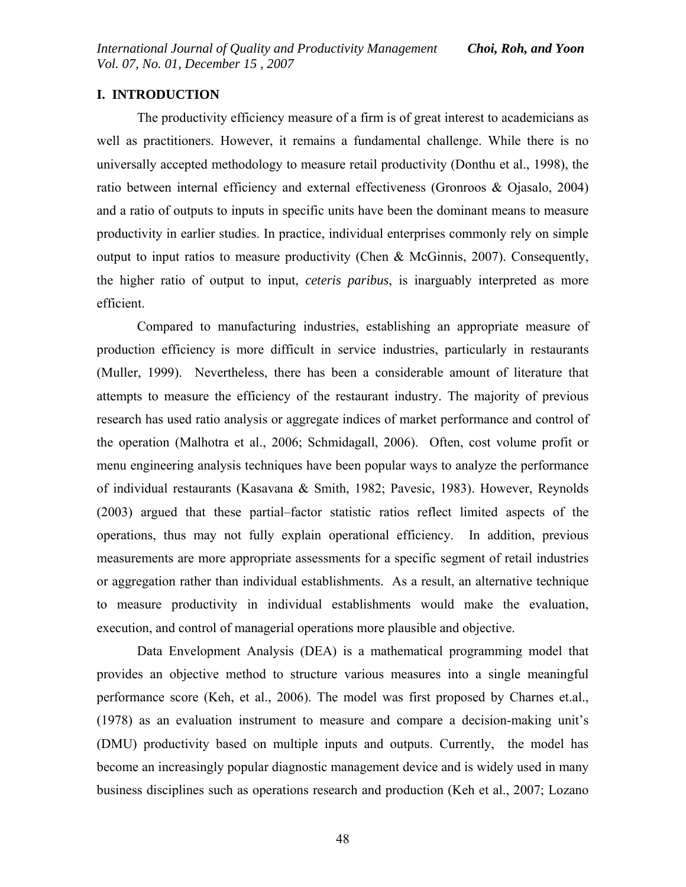## I. INTRODUCTION

The productivity efficiency measure of a firm is of great interest to academicians as well as practitioners. However, it remains a fundamental challenge. While there is no universally accepted methodology to measure retail productivity (Donthu et al., 1998), the ratio between internal efficiency and external effectiveness (Gronroos & Ojasalo, 2004) and a ratio of outputs to inputs in specific units have been the dominant means to measure productivity in earlier studies. In practice, individual enterprises commonly rely on simple output to input ratios to measure productivity (Chen & McGinnis, 2007). Consequently, the higher ratio of output to input, *ceteris paribus*, is inarguably interpreted as more efficient.

Compared to manufacturing industries, establishing an appropriate measure of production efficiency is more difficult in service industries, particularly in restaurants (Muller, 1999). Nevertheless, there has been a considerable amount of literature that attempts to measure the efficiency of the restaurant industry. The majority of previous research has used ratio analysis or aggregate indices of market performance and control of the operation (Malhotra et al., 2006; Schmidagall, 2006). Often, cost volume profit or menu engineering analysis techniques have been popular ways to analyze the performance of individual restaurants (Kasavana & Smith, 1982; Pavesic, 1983). However, Reynolds (2003) argued that these partial–factor statistic ratios reflect limited aspects of the operations, thus may not fully explain operational efficiency. In addition, previous measurements are more appropriate assessments for a specific segment of retail industries or aggregation rather than individual establishments. As a result, an alternative technique to measure productivity in individual establishments would make the evaluation, execution, and control of managerial operations more plausible and objective.

Data Envelopment Analysis (DEA) is a mathematical programming model that provides an objective method to structure various measures into a single meaningful performance score (Keh, et al., 2006). The model was first proposed by Charnes et.al., (1978) as an evaluation instrument to measure and compare a decision-making unit's (DMU) productivity based on multiple inputs and outputs. Currently, the model has become an increasingly popular diagnostic management device and is widely used in many business disciplines such as operations research and production (Keh et al., 2007; Lozano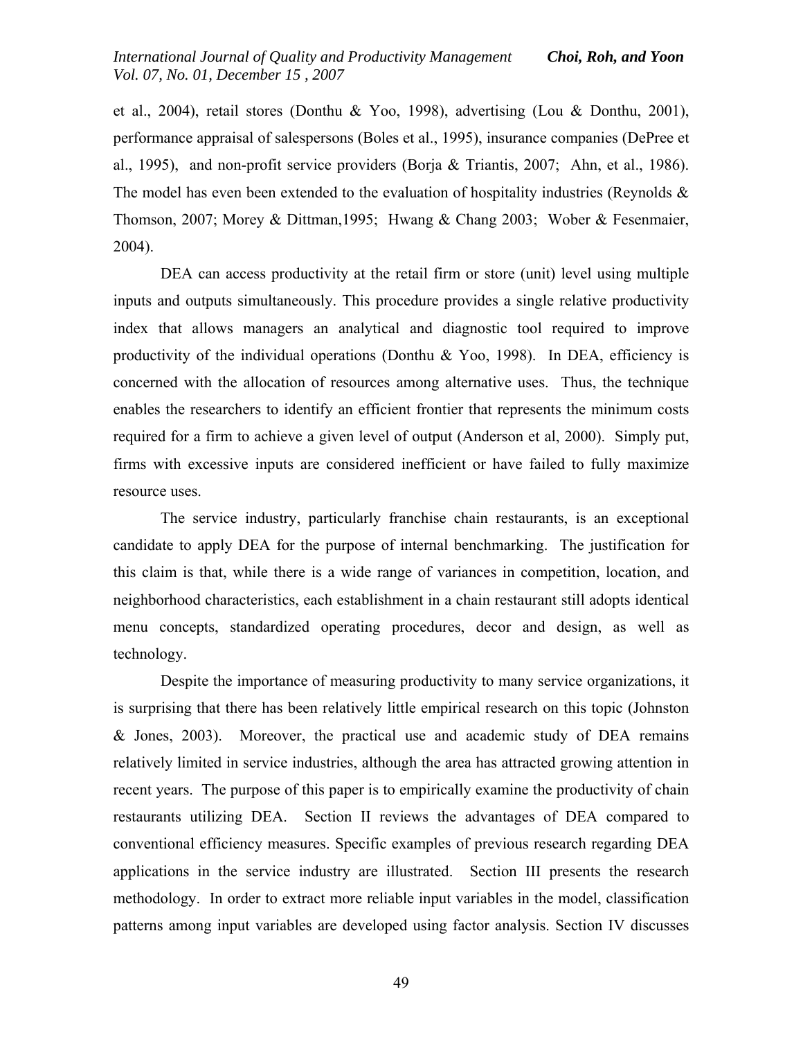et al., 2004), retail stores (Donthu & Yoo, 1998), advertising (Lou & Donthu, 2001), performance appraisal of salespersons (Boles et al., 1995), insurance companies (DePree et al., 1995), and non-profit service providers (Borja & Triantis, 2007; Ahn, et al., 1986). The model has even been extended to the evaluation of hospitality industries (Reynolds & Thomson, 2007; Morey & Dittman,1995; Hwang & Chang 2003; Wober & Fesenmaier, 2004).

DEA can access productivity at the retail firm or store (unit) level using multiple inputs and outputs simultaneously. This procedure provides a single relative productivity index that allows managers an analytical and diagnostic tool required to improve productivity of the individual operations (Donthu & Yoo, 1998). In DEA, efficiency is concerned with the allocation of resources among alternative uses. Thus, the technique enables the researchers to identify an efficient frontier that represents the minimum costs required for a firm to achieve a given level of output (Anderson et al, 2000). Simply put, firms with excessive inputs are considered inefficient or have failed to fully maximize resource uses.

The service industry, particularly franchise chain restaurants, is an exceptional candidate to apply DEA for the purpose of internal benchmarking. The justification for this claim is that, while there is a wide range of variances in competition, location, and neighborhood characteristics, each establishment in a chain restaurant still adopts identical menu concepts, standardized operating procedures, decor and design, as well as technology.

Despite the importance of measuring productivity to many service organizations, it is surprising that there has been relatively little empirical research on this topic (Johnston & Jones, 2003). Moreover, the practical use and academic study of DEA remains relatively limited in service industries, although the area has attracted growing attention in recent years. The purpose of this paper is to empirically examine the productivity of chain restaurants utilizing DEA. Section II reviews the advantages of DEA compared to conventional efficiency measures. Specific examples of previous research regarding DEA applications in the service industry are illustrated. Section III presents the research methodology. In order to extract more reliable input variables in the model, classification patterns among input variables are developed using factor analysis. Section IV discusses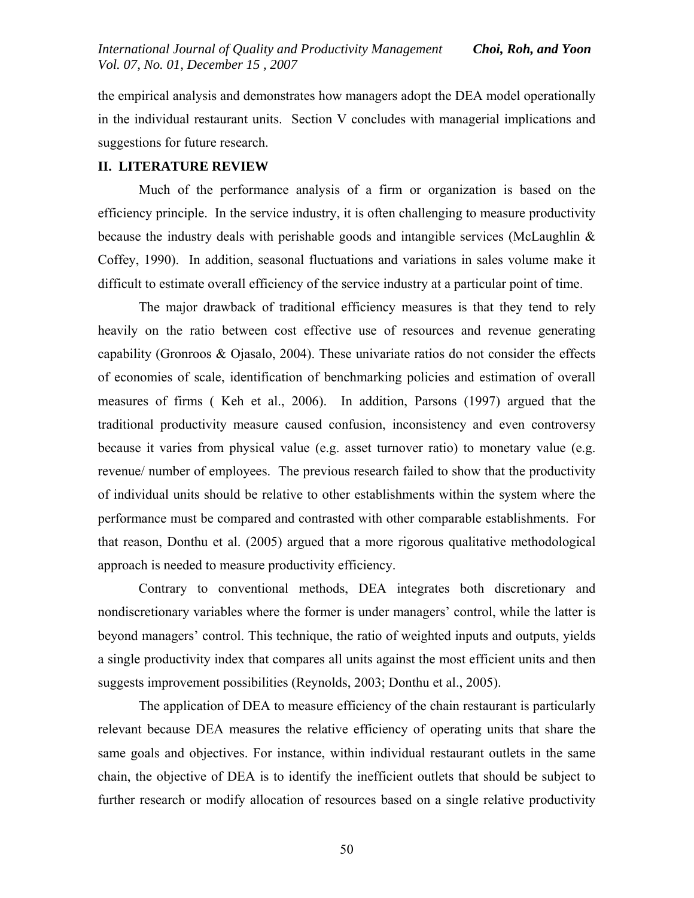the empirical analysis and demonstrates how managers adopt the DEA model operationally in the individual restaurant units. Section V concludes with managerial implications and suggestions for future research.

## II. LITERATURE REVIEW

Much of the performance analysis of a firm or organization is based on the efficiency principle. In the service industry, it is often challenging to measure productivity because the industry deals with perishable goods and intangible services (McLaughlin & Coffey, 1990). In addition, seasonal fluctuations and variations in sales volume make it difficult to estimate overall efficiency of the service industry at a particular point of time.

The major drawback of traditional efficiency measures is that they tend to rely heavily on the ratio between cost effective use of resources and revenue generating capability (Gronroos & Ojasalo, 2004). These univariate ratios do not consider the effects of economies of scale, identification of benchmarking policies and estimation of overall measures of firms ( Keh et al., 2006). In addition, Parsons (1997) argued that the traditional productivity measure caused confusion, inconsistency and even controversy because it varies from physical value (e.g. asset turnover ratio) to monetary value (e.g. revenue/ number of employees. The previous research failed to show that the productivity of individual units should be relative to other establishments within the system where the performance must be compared and contrasted with other comparable establishments. For that reason, Donthu et al. (2005) argued that a more rigorous qualitative methodological approach is needed to measure productivity efficiency.

Contrary to conventional methods, DEA integrates both discretionary and nondiscretionary variables where the former is under managers' control, while the latter is beyond managers' control. This technique, the ratio of weighted inputs and outputs, yields a single productivity index that compares all units against the most efficient units and then suggests improvement possibilities (Reynolds, 2003; Donthu et al., 2005).

The application of DEA to measure efficiency of the chain restaurant is particularly relevant because DEA measures the relative efficiency of operating units that share the same goals and objectives. For instance, within individual restaurant outlets in the same chain, the objective of DEA is to identify the inefficient outlets that should be subject to further research or modify allocation of resources based on a single relative productivity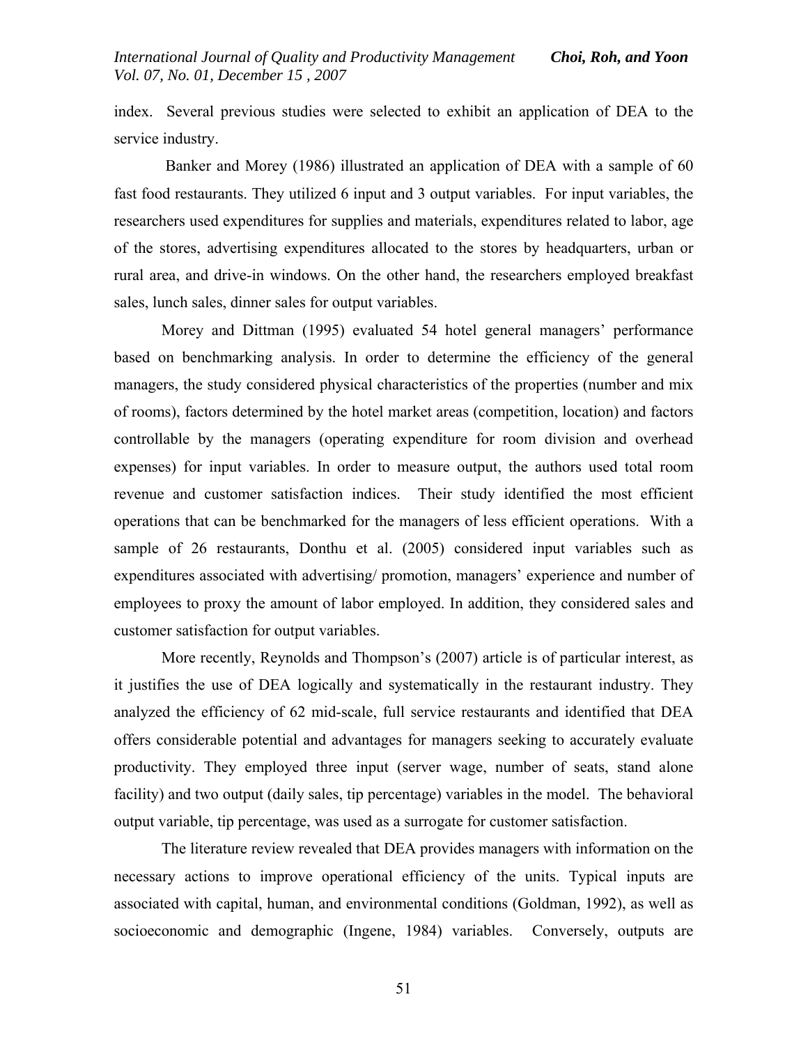index. Several previous studies were selected to exhibit an application of DEA to the service industry.

Banker and Morey (1986) illustrated an application of DEA with a sample of 60 fast food restaurants. They utilized 6 input and 3 output variables. For input variables, the researchers used expenditures for supplies and materials, expenditures related to labor, age of the stores, advertising expenditures allocated to the stores by headquarters, urban or rural area, and drive-in windows. On the other hand, the researchers employed breakfast sales, lunch sales, dinner sales for output variables.

Morey and Dittman (1995) evaluated 54 hotel general managers' performance based on benchmarking analysis. In order to determine the efficiency of the general managers, the study considered physical characteristics of the properties (number and mix of rooms), factors determined by the hotel market areas (competition, location) and factors controllable by the managers (operating expenditure for room division and overhead expenses) for input variables. In order to measure output, the authors used total room revenue and customer satisfaction indices. Their study identified the most efficient operations that can be benchmarked for the managers of less efficient operations. With a sample of 26 restaurants, Donthu et al. (2005) considered input variables such as expenditures associated with advertising/ promotion, managers' experience and number of employees to proxy the amount of labor employed. In addition, they considered sales and customer satisfaction for output variables.

More recently, Reynolds and Thompson's (2007) article is of particular interest, as it justifies the use of DEA logically and systematically in the restaurant industry. They analyzed the efficiency of 62 mid-scale, full service restaurants and identified that DEA offers considerable potential and advantages for managers seeking to accurately evaluate productivity. They employed three input (server wage, number of seats, stand alone facility) and two output (daily sales, tip percentage) variables in the model. The behavioral output variable, tip percentage, was used as a surrogate for customer satisfaction.

The literature review revealed that DEA provides managers with information on the necessary actions to improve operational efficiency of the units. Typical inputs are associated with capital, human, and environmental conditions (Goldman, 1992), as well as socioeconomic and demographic (Ingene, 1984) variables. Conversely, outputs are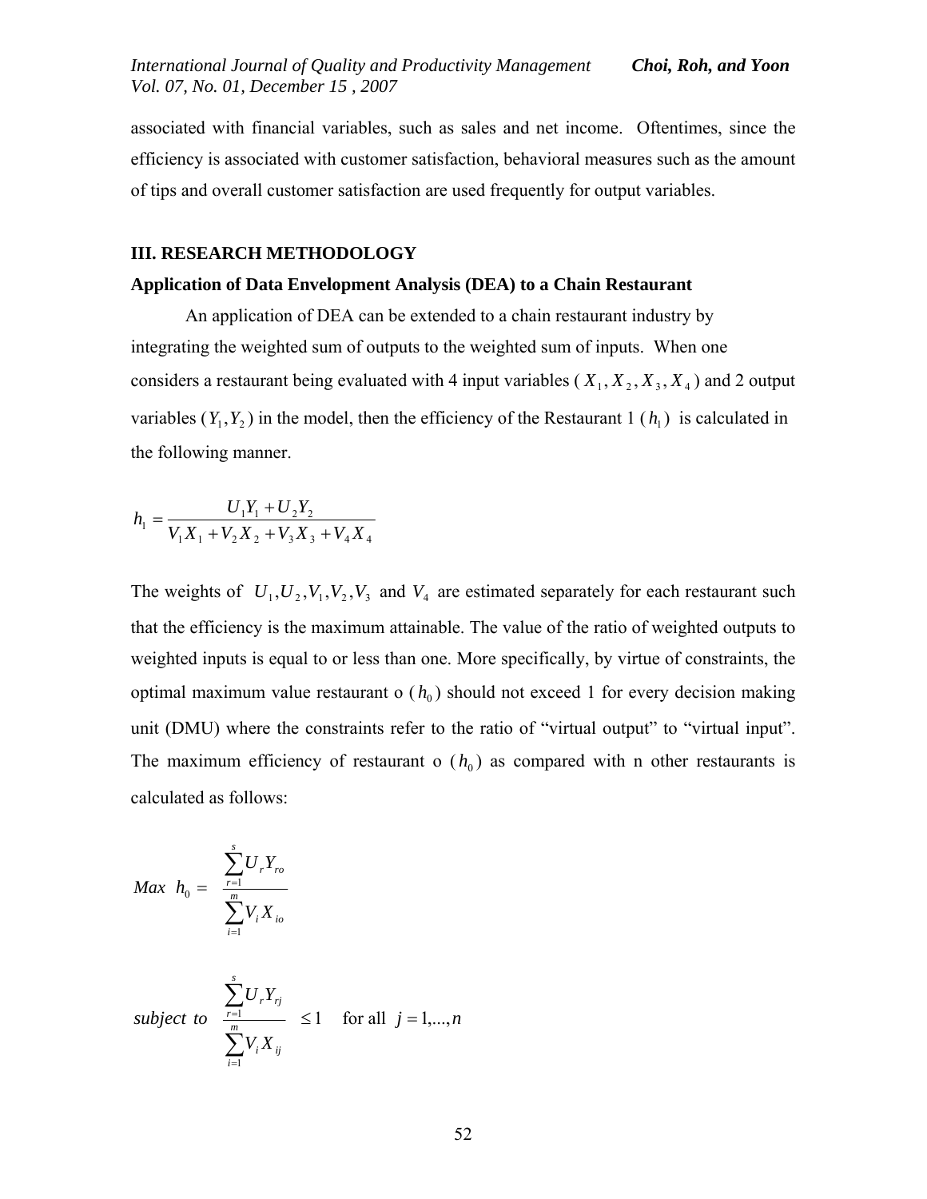associated with financial variables, such as sales and net income. Oftentimes, since the efficiency is associated with customer satisfaction, behavioral measures such as the amount of tips and overall customer satisfaction are used frequently for output variables.

## III. RESEARCH METHODOLOGY

### Application of Data Envelopment Analysis (DEA) to a Chain Restaurant

An application of DEA can be extended to a chain restaurant industry by integrating the weighted sum of outputs to the weighted sum of inputs. When one considers a restaurant being evaluated with 4 input variables ( $X_1, X_2, X_3, X_4$ ) and 2 output variables ($Y_1, Y_2$) in the model, then the efficiency of the Restaurant 1 ( $h_1$) is calculated in the following manner.

$$h_1 = \frac{U_1 Y_1 + U_2 Y_2}{V_1 X_1 + V_2 X_2 + V_3 X_3 + V_4 X_4}$$

The weights of $U_1, U_2, V_1, V_2, V_3$ and $V_4$ are estimated separately for each restaurant such that the efficiency is the maximum attainable. The value of the ratio of weighted outputs to weighted inputs is equal to or less than one. More specifically, by virtue of constraints, the optimal maximum value restaurant o ( $h_0$) should not exceed 1 for every decision making unit (DMU) where the constraints refer to the ratio of "virtual output" to "virtual input". The maximum efficiency of restaurant o ( $h_0$) as compared with n other restaurants is calculated as follows:

$$Max \;\; h_0 = \frac{\sum_{r=1}^{s} U_r Y_{ro}}{\sum_{i=1}^{m} V_i X_{io}}$$

$$subject \;\; to \quad \frac{\sum_{r=1}^{s} U_r Y_{rj}}{\sum_{i=1}^{m} V_i X_{ij}} \leq 1 \quad \text{for all } \; j = 1, \ldots, n$$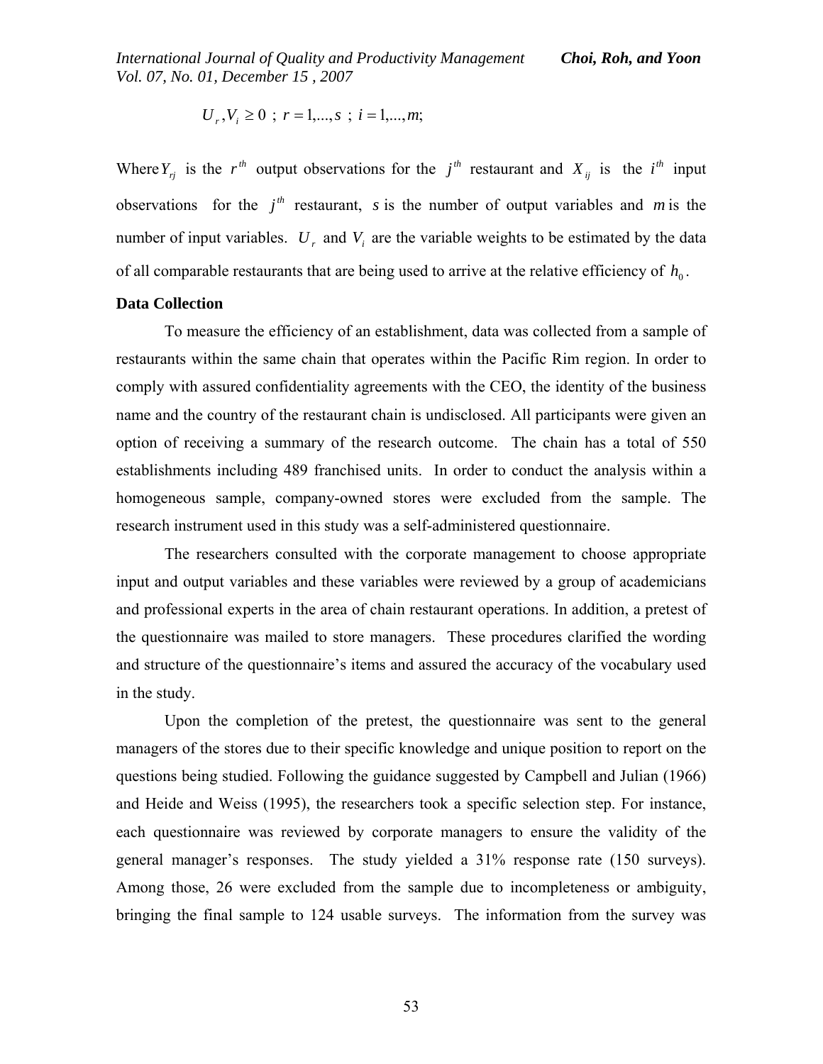$$U_r, V_i \geq 0 \; ; \; r = 1,...,s \; ; \; i = 1,...,m;$$

Where $Y_{rj}$ is the $r^{th}$ output observations for the $j^{th}$ restaurant and $X_{ij}$ is the $i^{th}$ input observations for the $j^{th}$ restaurant, $s$ is the number of output variables and $m$ is the number of input variables. $U_r$ and $V_i$ are the variable weights to be estimated by the data of all comparable restaurants that are being used to arrive at the relative efficiency of $h_0$.

**Data Collection**

To measure the efficiency of an establishment, data was collected from a sample of restaurants within the same chain that operates within the Pacific Rim region. In order to comply with assured confidentiality agreements with the CEO, the identity of the business name and the country of the restaurant chain is undisclosed. All participants were given an option of receiving a summary of the research outcome. The chain has a total of 550 establishments including 489 franchised units. In order to conduct the analysis within a homogeneous sample, company-owned stores were excluded from the sample. The research instrument used in this study was a self-administered questionnaire.

The researchers consulted with the corporate management to choose appropriate input and output variables and these variables were reviewed by a group of academicians and professional experts in the area of chain restaurant operations. In addition, a pretest of the questionnaire was mailed to store managers. These procedures clarified the wording and structure of the questionnaire's items and assured the accuracy of the vocabulary used in the study.

Upon the completion of the pretest, the questionnaire was sent to the general managers of the stores due to their specific knowledge and unique position to report on the questions being studied. Following the guidance suggested by Campbell and Julian (1966) and Heide and Weiss (1995), the researchers took a specific selection step. For instance, each questionnaire was reviewed by corporate managers to ensure the validity of the general manager's responses. The study yielded a 31% response rate (150 surveys). Among those, 26 were excluded from the sample due to incompleteness or ambiguity, bringing the final sample to 124 usable surveys. The information from the survey was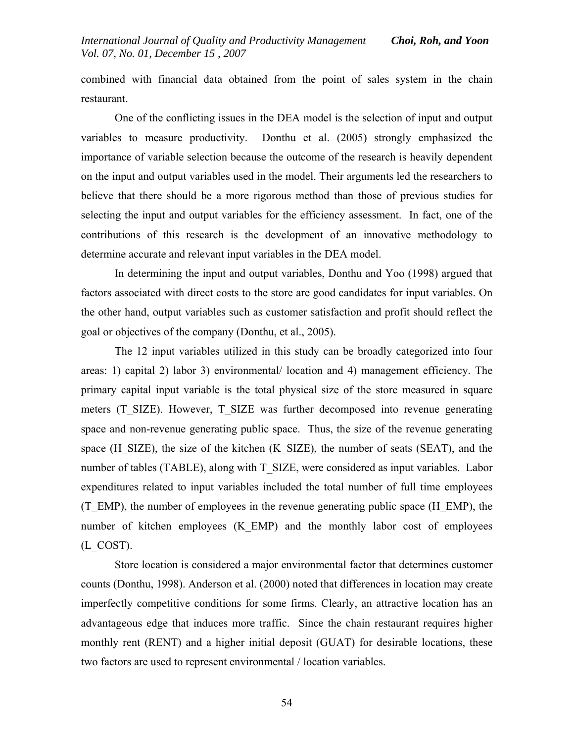combined with financial data obtained from the point of sales system in the chain restaurant.

One of the conflicting issues in the DEA model is the selection of input and output variables to measure productivity. Donthu et al. (2005) strongly emphasized the importance of variable selection because the outcome of the research is heavily dependent on the input and output variables used in the model. Their arguments led the researchers to believe that there should be a more rigorous method than those of previous studies for selecting the input and output variables for the efficiency assessment. In fact, one of the contributions of this research is the development of an innovative methodology to determine accurate and relevant input variables in the DEA model.

In determining the input and output variables, Donthu and Yoo (1998) argued that factors associated with direct costs to the store are good candidates for input variables. On the other hand, output variables such as customer satisfaction and profit should reflect the goal or objectives of the company (Donthu, et al., 2005).

The 12 input variables utilized in this study can be broadly categorized into four areas: 1) capital 2) labor 3) environmental/ location and 4) management efficiency. The primary capital input variable is the total physical size of the store measured in square meters (T_SIZE). However, T_SIZE was further decomposed into revenue generating space and non-revenue generating public space. Thus, the size of the revenue generating space (H_SIZE), the size of the kitchen (K_SIZE), the number of seats (SEAT), and the number of tables (TABLE), along with T_SIZE, were considered as input variables. Labor expenditures related to input variables included the total number of full time employees (T_EMP), the number of employees in the revenue generating public space (H_EMP), the number of kitchen employees (K_EMP) and the monthly labor cost of employees (L_COST).

Store location is considered a major environmental factor that determines customer counts (Donthu, 1998). Anderson et al. (2000) noted that differences in location may create imperfectly competitive conditions for some firms. Clearly, an attractive location has an advantageous edge that induces more traffic. Since the chain restaurant requires higher monthly rent (RENT) and a higher initial deposit (GUAT) for desirable locations, these two factors are used to represent environmental / location variables.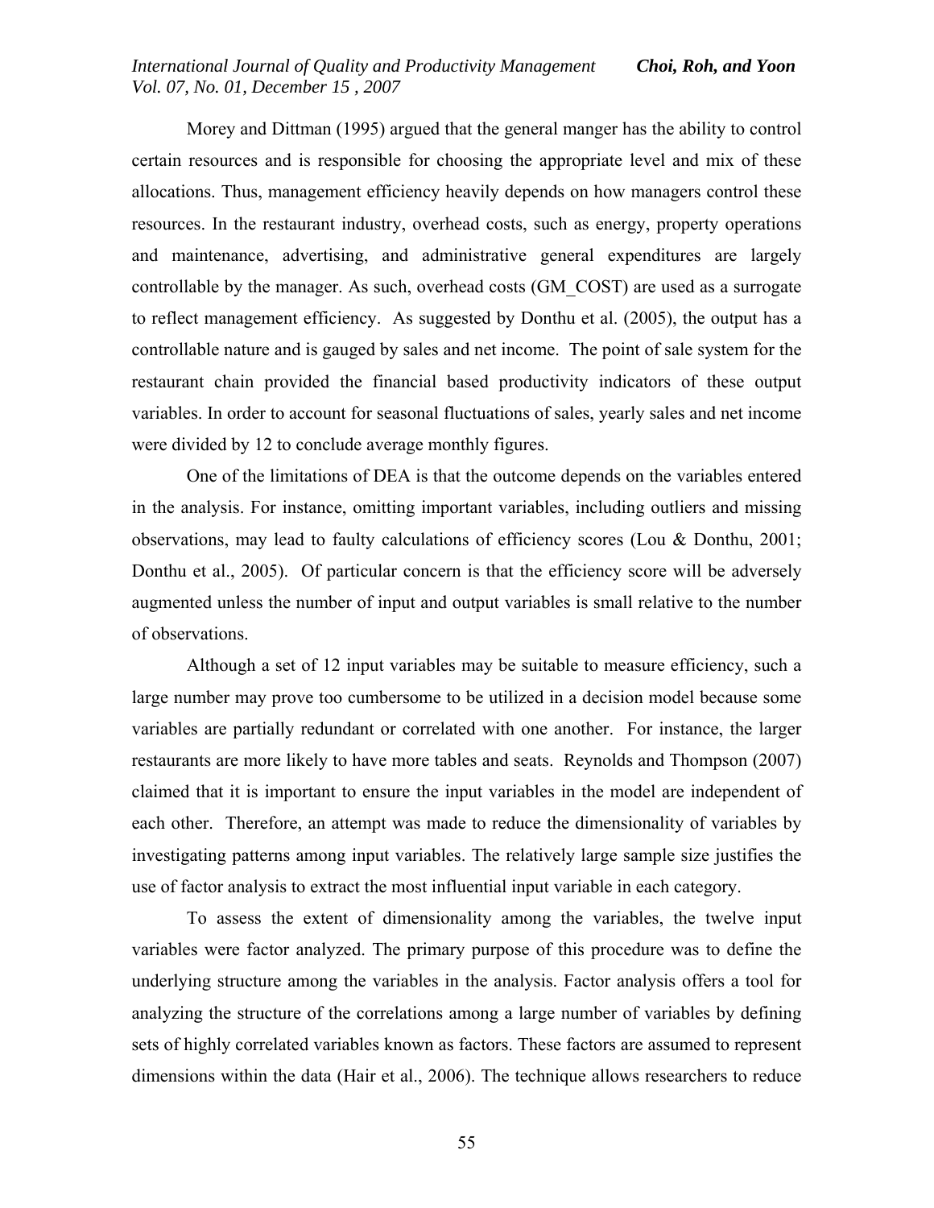Morey and Dittman (1995) argued that the general manger has the ability to control certain resources and is responsible for choosing the appropriate level and mix of these allocations. Thus, management efficiency heavily depends on how managers control these resources. In the restaurant industry, overhead costs, such as energy, property operations and maintenance, advertising, and administrative general expenditures are largely controllable by the manager. As such, overhead costs (GM_COST) are used as a surrogate to reflect management efficiency. As suggested by Donthu et al. (2005), the output has a controllable nature and is gauged by sales and net income. The point of sale system for the restaurant chain provided the financial based productivity indicators of these output variables. In order to account for seasonal fluctuations of sales, yearly sales and net income were divided by 12 to conclude average monthly figures.

One of the limitations of DEA is that the outcome depends on the variables entered in the analysis. For instance, omitting important variables, including outliers and missing observations, may lead to faulty calculations of efficiency scores (Lou & Donthu, 2001; Donthu et al., 2005). Of particular concern is that the efficiency score will be adversely augmented unless the number of input and output variables is small relative to the number of observations.

Although a set of 12 input variables may be suitable to measure efficiency, such a large number may prove too cumbersome to be utilized in a decision model because some variables are partially redundant or correlated with one another. For instance, the larger restaurants are more likely to have more tables and seats. Reynolds and Thompson (2007) claimed that it is important to ensure the input variables in the model are independent of each other. Therefore, an attempt was made to reduce the dimensionality of variables by investigating patterns among input variables. The relatively large sample size justifies the use of factor analysis to extract the most influential input variable in each category.

To assess the extent of dimensionality among the variables, the twelve input variables were factor analyzed. The primary purpose of this procedure was to define the underlying structure among the variables in the analysis. Factor analysis offers a tool for analyzing the structure of the correlations among a large number of variables by defining sets of highly correlated variables known as factors. These factors are assumed to represent dimensions within the data (Hair et al., 2006). The technique allows researchers to reduce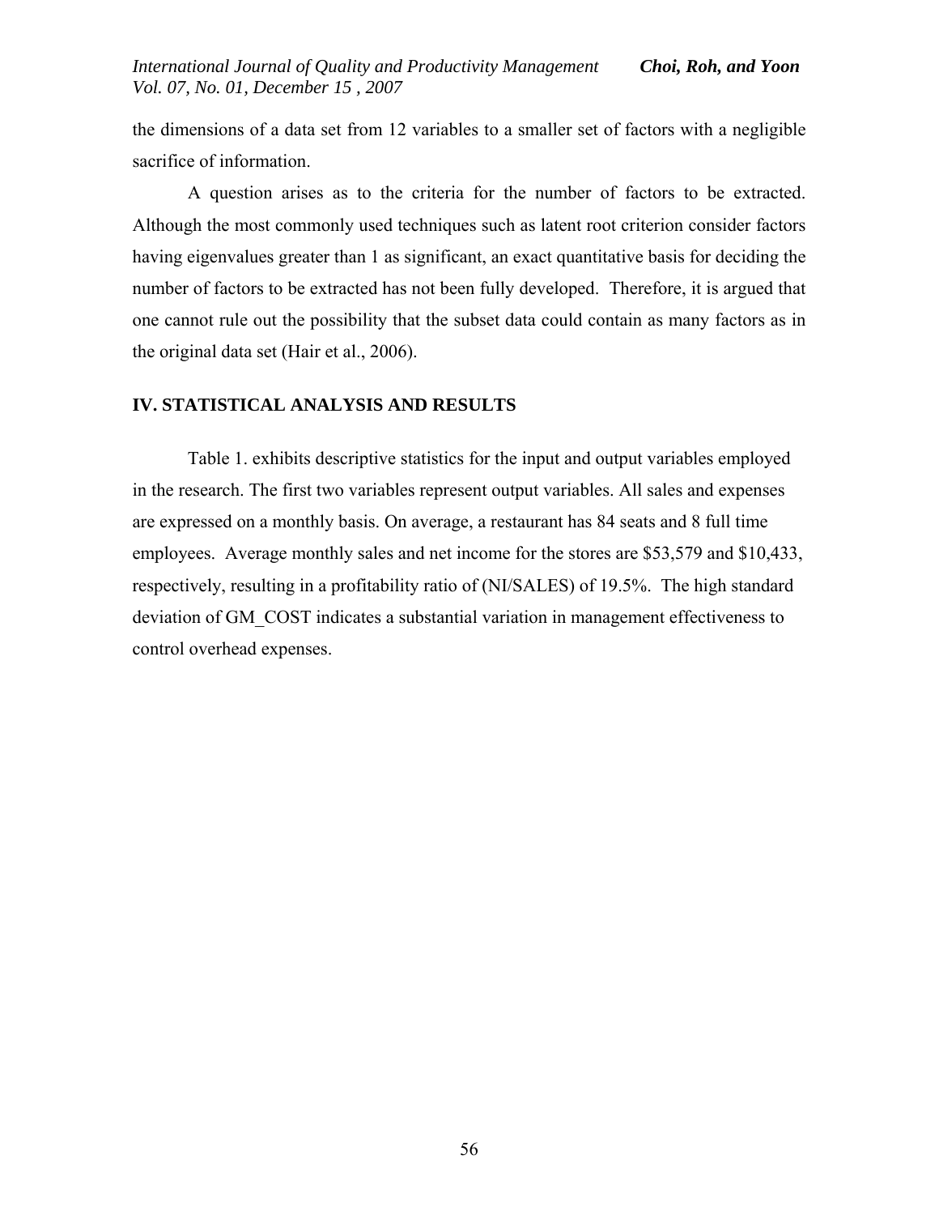the dimensions of a data set from 12 variables to a smaller set of factors with a negligible sacrifice of information.

A question arises as to the criteria for the number of factors to be extracted. Although the most commonly used techniques such as latent root criterion consider factors having eigenvalues greater than 1 as significant, an exact quantitative basis for deciding the number of factors to be extracted has not been fully developed. Therefore, it is argued that one cannot rule out the possibility that the subset data could contain as many factors as in the original data set (Hair et al., 2006).

## IV. STATISTICAL ANALYSIS AND RESULTS

Table 1. exhibits descriptive statistics for the input and output variables employed in the research. The first two variables represent output variables. All sales and expenses are expressed on a monthly basis. On average, a restaurant has 84 seats and 8 full time employees. Average monthly sales and net income for the stores are $53,579 and $10,433, respectively, resulting in a profitability ratio of (NI/SALES) of 19.5%. The high standard deviation of GM_COST indicates a substantial variation in management effectiveness to control overhead expenses.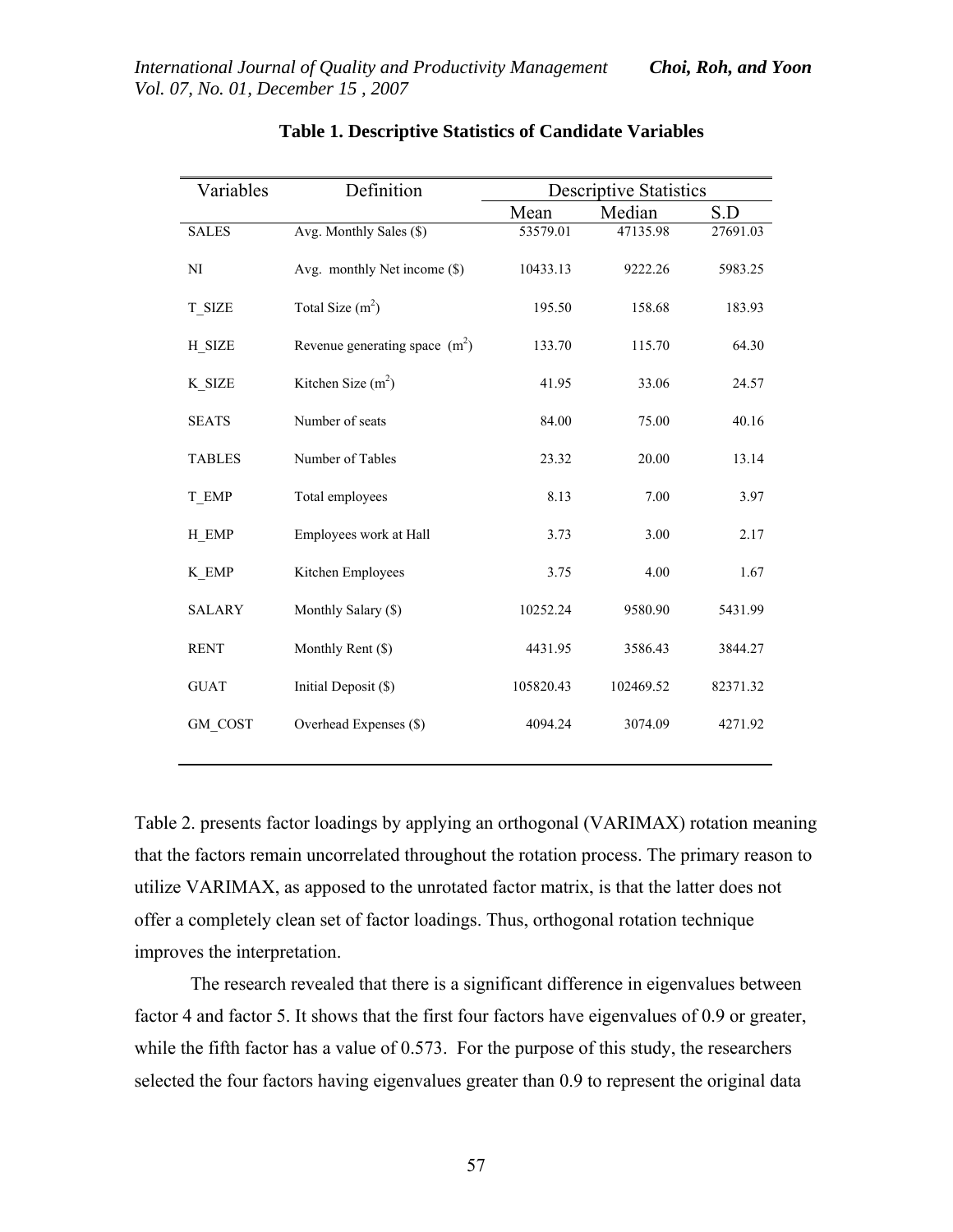**Table 1. Descriptive Statistics of Candidate Variables**

| Variables | Definition | Descriptive Statistics | | |
|---|---|---|---|---|
| | | Mean | Median | S.D |
| SALES | Avg. Monthly Sales ($) | 53579.01 | 47135.98 | 27691.03 |
| NI | Avg. monthly Net income ($) | 10433.13 | 9222.26 | 5983.25 |
| T_SIZE | Total Size ($m^2$) | 195.50 | 158.68 | 183.93 |
| H_SIZE | Revenue generating space ($m^2$) | 133.70 | 115.70 | 64.30 |
| K_SIZE | Kitchen Size ($m^2$) | 41.95 | 33.06 | 24.57 |
| SEATS | Number of seats | 84.00 | 75.00 | 40.16 |
| TABLES | Number of Tables | 23.32 | 20.00 | 13.14 |
| T_EMP | Total employees | 8.13 | 7.00 | 3.97 |
| H_EMP | Employees work at Hall | 3.73 | 3.00 | 2.17 |
| K_EMP | Kitchen Employees | 3.75 | 4.00 | 1.67 |
| SALARY | Monthly Salary ($) | 10252.24 | 9580.90 | 5431.99 |
| RENT | Monthly Rent ($) | 4431.95 | 3586.43 | 3844.27 |
| GUAT | Initial Deposit ($) | 105820.43 | 102469.52 | 82371.32 |
| GM_COST | Overhead Expenses ($) | 4094.24 | 3074.09 | 4271.92 |

Table 2. presents factor loadings by applying an orthogonal (VARIMAX) rotation meaning that the factors remain uncorrelated throughout the rotation process. The primary reason to utilize VARIMAX, as apposed to the unrotated factor matrix, is that the latter does not offer a completely clean set of factor loadings. Thus, orthogonal rotation technique improves the interpretation.

The research revealed that there is a significant difference in eigenvalues between factor 4 and factor 5. It shows that the first four factors have eigenvalues of 0.9 or greater, while the fifth factor has a value of 0.573. For the purpose of this study, the researchers selected the four factors having eigenvalues greater than 0.9 to represent the original data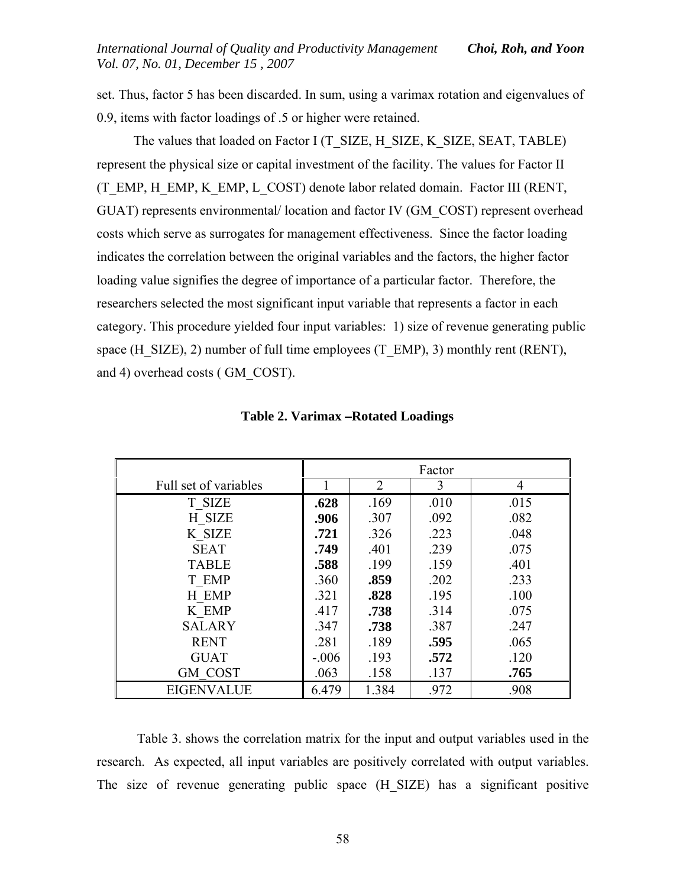set. Thus, factor 5 has been discarded. In sum, using a varimax rotation and eigenvalues of 0.9, items with factor loadings of .5 or higher were retained.

The values that loaded on Factor I (T_SIZE, H_SIZE, K_SIZE, SEAT, TABLE) represent the physical size or capital investment of the facility. The values for Factor II (T_EMP, H_EMP, K_EMP, L_COST) denote labor related domain. Factor III (RENT, GUAT) represents environmental/ location and factor IV (GM_COST) represent overhead costs which serve as surrogates for management effectiveness. Since the factor loading indicates the correlation between the original variables and the factors, the higher factor loading value signifies the degree of importance of a particular factor. Therefore, the researchers selected the most significant input variable that represents a factor in each category. This procedure yielded four input variables: 1) size of revenue generating public space (H_SIZE), 2) number of full time employees (T_EMP), 3) monthly rent (RENT), and 4) overhead costs ( GM_COST).

**Table 2. Varimax –Rotated Loadings**

| | Factor | | | |
|---|---|---|---|---|
| Full set of variables | 1 | 2 | 3 | 4 |
| T_SIZE | **.628** | .169 | .010 | .015 |
| H_SIZE | **.906** | .307 | .092 | .082 |
| K_SIZE | **.721** | .326 | .223 | .048 |
| SEAT | **.749** | .401 | .239 | .075 |
| TABLE | **.588** | .199 | .159 | .401 |
| T_EMP | .360 | **.859** | .202 | .233 |
| H_EMP | .321 | **.828** | .195 | .100 |
| K_EMP | .417 | **.738** | .314 | .075 |
| SALARY | .347 | **.738** | .387 | .247 |
| RENT | .281 | .189 | **.595** | .065 |
| GUAT | -.006 | .193 | **.572** | .120 |
| GM_COST | .063 | .158 | .137 | **.765** |
| EIGENVALUE | 6.479 | 1.384 | .972 | .908 |

Table 3. shows the correlation matrix for the input and output variables used in the research. As expected, all input variables are positively correlated with output variables. The size of revenue generating public space (H_SIZE) has a significant positive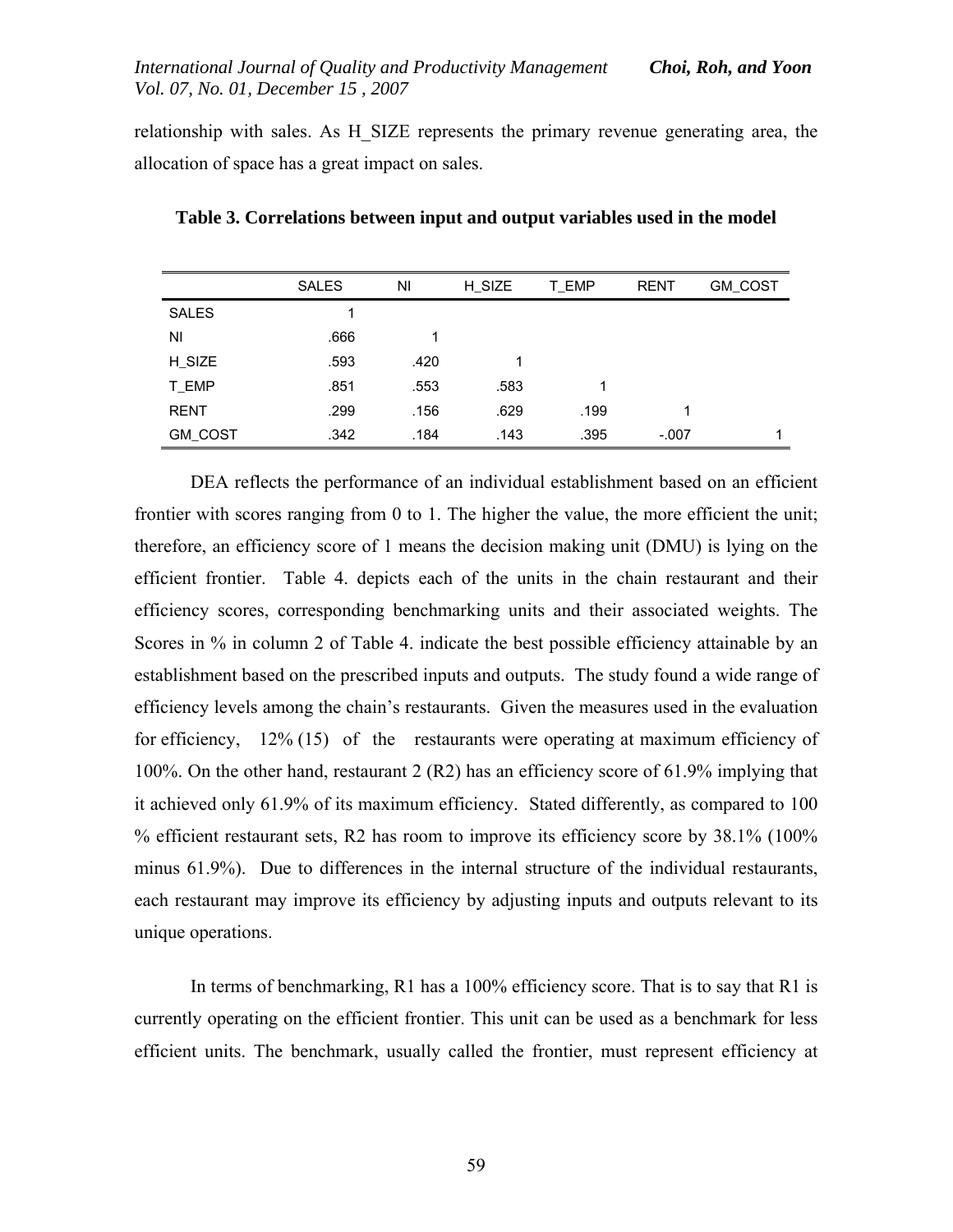relationship with sales. As H_SIZE represents the primary revenue generating area, the allocation of space has a great impact on sales.

**Table 3. Correlations between input and output variables used in the model**

| | SALES | NI | H_SIZE | T_EMP | RENT | GM_COST |
|---|---|---|---|---|---|---|
| SALES | 1 | | | | | |
| NI | .666 | 1 | | | | |
| H_SIZE | .593 | .420 | 1 | | | |
| T_EMP | .851 | .553 | .583 | 1 | | |
| RENT | .299 | .156 | .629 | .199 | 1 | |
| GM_COST | .342 | .184 | .143 | .395 | -.007 | 1 |

DEA reflects the performance of an individual establishment based on an efficient frontier with scores ranging from 0 to 1. The higher the value, the more efficient the unit; therefore, an efficiency score of 1 means the decision making unit (DMU) is lying on the efficient frontier. Table 4. depicts each of the units in the chain restaurant and their efficiency scores, corresponding benchmarking units and their associated weights. The Scores in % in column 2 of Table 4. indicate the best possible efficiency attainable by an establishment based on the prescribed inputs and outputs. The study found a wide range of efficiency levels among the chain's restaurants. Given the measures used in the evaluation for efficiency, 12% (15) of the restaurants were operating at maximum efficiency of 100%. On the other hand, restaurant 2 (R2) has an efficiency score of 61.9% implying that it achieved only 61.9% of its maximum efficiency. Stated differently, as compared to 100 % efficient restaurant sets, R2 has room to improve its efficiency score by 38.1% (100% minus 61.9%). Due to differences in the internal structure of the individual restaurants, each restaurant may improve its efficiency by adjusting inputs and outputs relevant to its unique operations.

In terms of benchmarking, R1 has a 100% efficiency score. That is to say that R1 is currently operating on the efficient frontier. This unit can be used as a benchmark for less efficient units. The benchmark, usually called the frontier, must represent efficiency at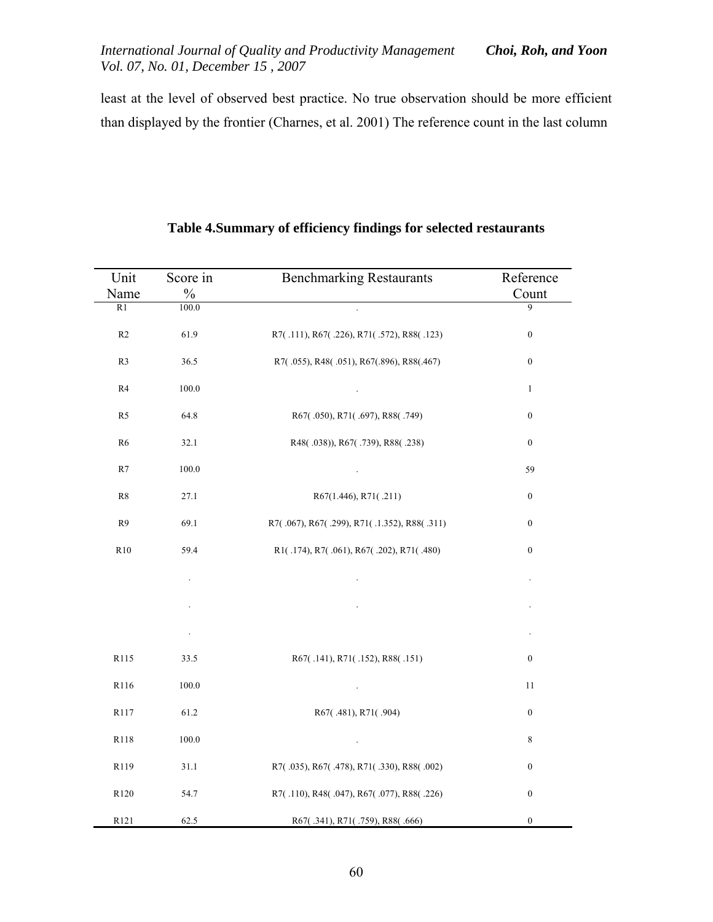least at the level of observed best practice. No true observation should be more efficient than displayed by the frontier (Charnes, et al. 2001) The reference count in the last column

**Table 4.Summary of efficiency findings for selected restaurants**

| Unit Name | Score in % | Benchmarking Restaurants | Reference Count |
|---|---|---|---|
| R1 | 100.0 | . | 9 |
| R2 | 61.9 | R7( .111), R67( .226), R71( .572), R88( .123) | 0 |
| R3 | 36.5 | R7( .055), R48( .051), R67(.896), R88(.467) | 0 |
| R4 | 100.0 | . | 1 |
| R5 | 64.8 | R67( .050), R71( .697), R88( .749) | 0 |
| R6 | 32.1 | R48( .038)), R67( .739), R88( .238) | 0 |
| R7 | 100.0 | . | 59 |
| R8 | 27.1 | R67(1.446), R71( .211) | 0 |
| R9 | 69.1 | R7( .067), R67( .299), R71( .1.352), R88( .311) | 0 |
| R10 | 59.4 | R1( .174), R7( .061), R67( .202), R71( .480) | 0 |
| | . | . | . |
| | . | . | . |
| | . | | . |
| R115 | 33.5 | R67( .141), R71( .152), R88( .151) | 0 |
| R116 | 100.0 | . | 11 |
| R117 | 61.2 | R67( .481), R71( .904) | 0 |
| R118 | 100.0 | . | 8 |
| R119 | 31.1 | R7( .035), R67( .478), R71( .330), R88( .002) | 0 |
| R120 | 54.7 | R7( .110), R48( .047), R67( .077), R88( .226) | 0 |
| R121 | 62.5 | R67( .341), R71( .759), R88( .666) | 0 |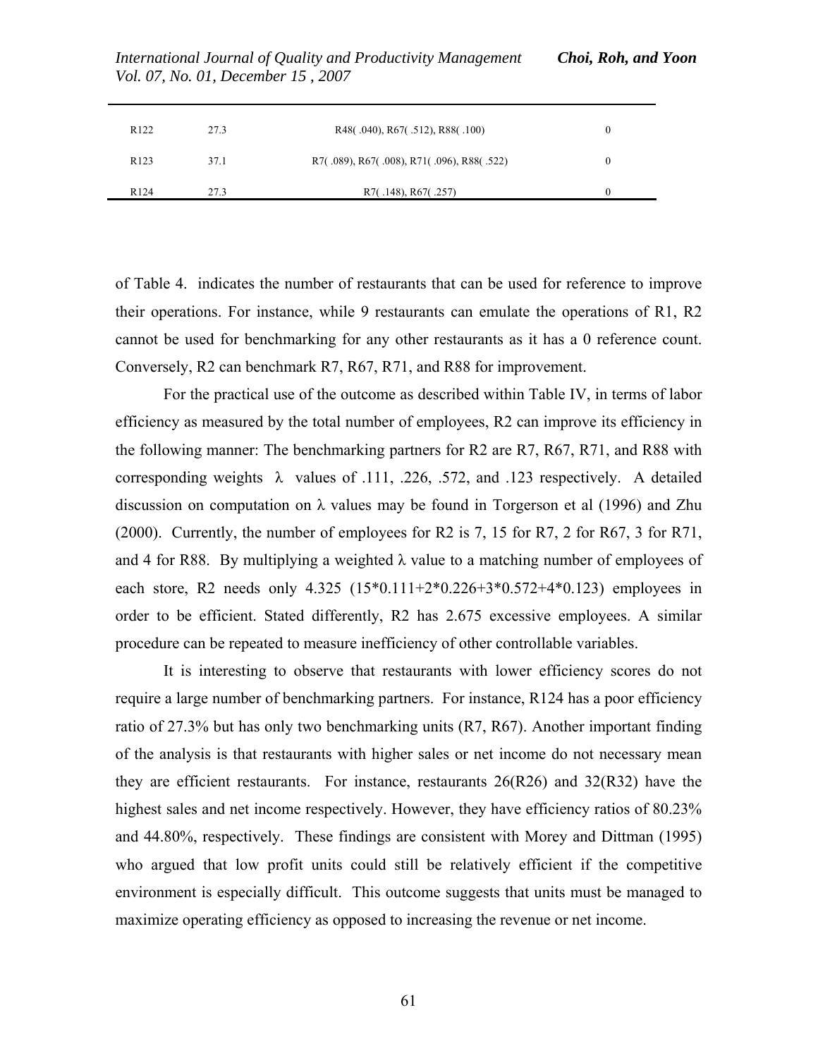| R122 | 27.3 | R48( .040), R67( .512), R88( .100) | 0 |
|---|---|---|---|
| R123 | 37.1 | R7( .089), R67( .008), R71( .096), R88( .522) | 0 |
| R124 | 27.3 | R7( .148), R67( .257) | 0 |

of Table 4. indicates the number of restaurants that can be used for reference to improve their operations. For instance, while 9 restaurants can emulate the operations of R1, R2 cannot be used for benchmarking for any other restaurants as it has a 0 reference count. Conversely, R2 can benchmark R7, R67, R71, and R88 for improvement.

For the practical use of the outcome as described within Table IV, in terms of labor efficiency as measured by the total number of employees, R2 can improve its efficiency in the following manner: The benchmarking partners for R2 are R7, R67, R71, and R88 with corresponding weights $\lambda$ values of .111, .226, .572, and .123 respectively. A detailed discussion on computation on $\lambda$ values may be found in Torgerson et al (1996) and Zhu (2000). Currently, the number of employees for R2 is 7, 15 for R7, 2 for R67, 3 for R71, and 4 for R88. By multiplying a weighted $\lambda$ value to a matching number of employees of each store, R2 needs only 4.325 ($15*0.111+2*0.226+3*0.572+4*0.123$) employees in order to be efficient. Stated differently, R2 has 2.675 excessive employees. A similar procedure can be repeated to measure inefficiency of other controllable variables.

It is interesting to observe that restaurants with lower efficiency scores do not require a large number of benchmarking partners. For instance, R124 has a poor efficiency ratio of 27.3% but has only two benchmarking units (R7, R67). Another important finding of the analysis is that restaurants with higher sales or net income do not necessary mean they are efficient restaurants. For instance, restaurants 26(R26) and 32(R32) have the highest sales and net income respectively. However, they have efficiency ratios of 80.23% and 44.80%, respectively. These findings are consistent with Morey and Dittman (1995) who argued that low profit units could still be relatively efficient if the competitive environment is especially difficult. This outcome suggests that units must be managed to maximize operating efficiency as opposed to increasing the revenue or net income.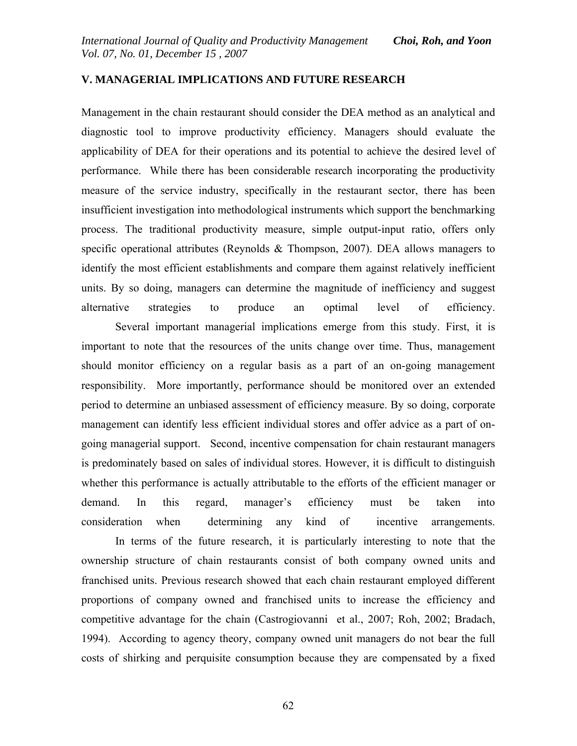## V. MANAGERIAL IMPLICATIONS AND FUTURE RESEARCH

Management in the chain restaurant should consider the DEA method as an analytical and diagnostic tool to improve productivity efficiency. Managers should evaluate the applicability of DEA for their operations and its potential to achieve the desired level of performance. While there has been considerable research incorporating the productivity measure of the service industry, specifically in the restaurant sector, there has been insufficient investigation into methodological instruments which support the benchmarking process. The traditional productivity measure, simple output-input ratio, offers only specific operational attributes (Reynolds & Thompson, 2007). DEA allows managers to identify the most efficient establishments and compare them against relatively inefficient units. By so doing, managers can determine the magnitude of inefficiency and suggest alternative strategies to produce an optimal level of efficiency.

Several important managerial implications emerge from this study. First, it is important to note that the resources of the units change over time. Thus, management should monitor efficiency on a regular basis as a part of an on-going management responsibility. More importantly, performance should be monitored over an extended period to determine an unbiased assessment of efficiency measure. By so doing, corporate management can identify less efficient individual stores and offer advice as a part of on-going managerial support. Second, incentive compensation for chain restaurant managers is predominately based on sales of individual stores. However, it is difficult to distinguish whether this performance is actually attributable to the efforts of the efficient manager or demand. In this regard, manager's efficiency must be taken into consideration when determining any kind of incentive arrangements.

In terms of the future research, it is particularly interesting to note that the ownership structure of chain restaurants consist of both company owned units and franchised units. Previous research showed that each chain restaurant employed different proportions of company owned and franchised units to increase the efficiency and competitive advantage for the chain (Castrogiovanni et al., 2007; Roh, 2002; Bradach, 1994). According to agency theory, company owned unit managers do not bear the full costs of shirking and perquisite consumption because they are compensated by a fixed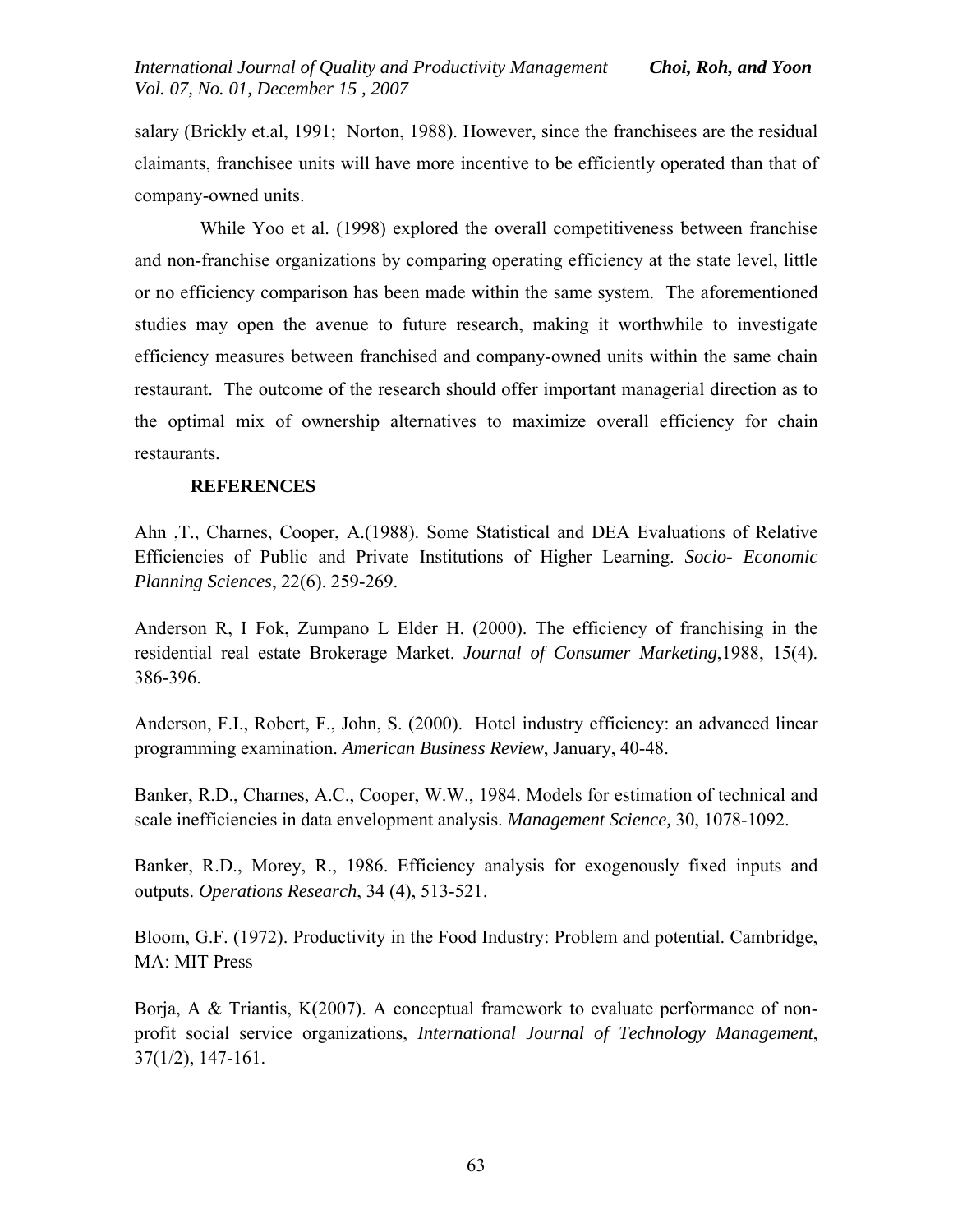salary (Brickly et.al, 1991; Norton, 1988). However, since the franchisees are the residual claimants, franchisee units will have more incentive to be efficiently operated than that of company-owned units.

While Yoo et al. (1998) explored the overall competitiveness between franchise and non-franchise organizations by comparing operating efficiency at the state level, little or no efficiency comparison has been made within the same system. The aforementioned studies may open the avenue to future research, making it worthwhile to investigate efficiency measures between franchised and company-owned units within the same chain restaurant. The outcome of the research should offer important managerial direction as to the optimal mix of ownership alternatives to maximize overall efficiency for chain restaurants.

## REFERENCES

Ahn ,T., Charnes, Cooper, A.(1988). Some Statistical and DEA Evaluations of Relative Efficiencies of Public and Private Institutions of Higher Learning. *Socio- Economic Planning Sciences*, 22(6). 259-269.

Anderson R, I Fok, Zumpano L Elder H. (2000). The efficiency of franchising in the residential real estate Brokerage Market. *Journal of Consumer Marketing*,1988, 15(4). 386-396.

Anderson, F.I., Robert, F., John, S. (2000). Hotel industry efficiency: an advanced linear programming examination. *American Business Review*, January, 40-48.

Banker, R.D., Charnes, A.C., Cooper, W.W., 1984. Models for estimation of technical and scale inefficiencies in data envelopment analysis. *Management Science,* 30, 1078-1092.

Banker, R.D., Morey, R., 1986. Efficiency analysis for exogenously fixed inputs and outputs. *Operations Research*, 34 (4), 513-521.

Bloom, G.F. (1972). Productivity in the Food Industry: Problem and potential. Cambridge, MA: MIT Press

Borja, A & Triantis, K(2007). A conceptual framework to evaluate performance of non-profit social service organizations, *International Journal of Technology Management*, 37(1/2), 147-161.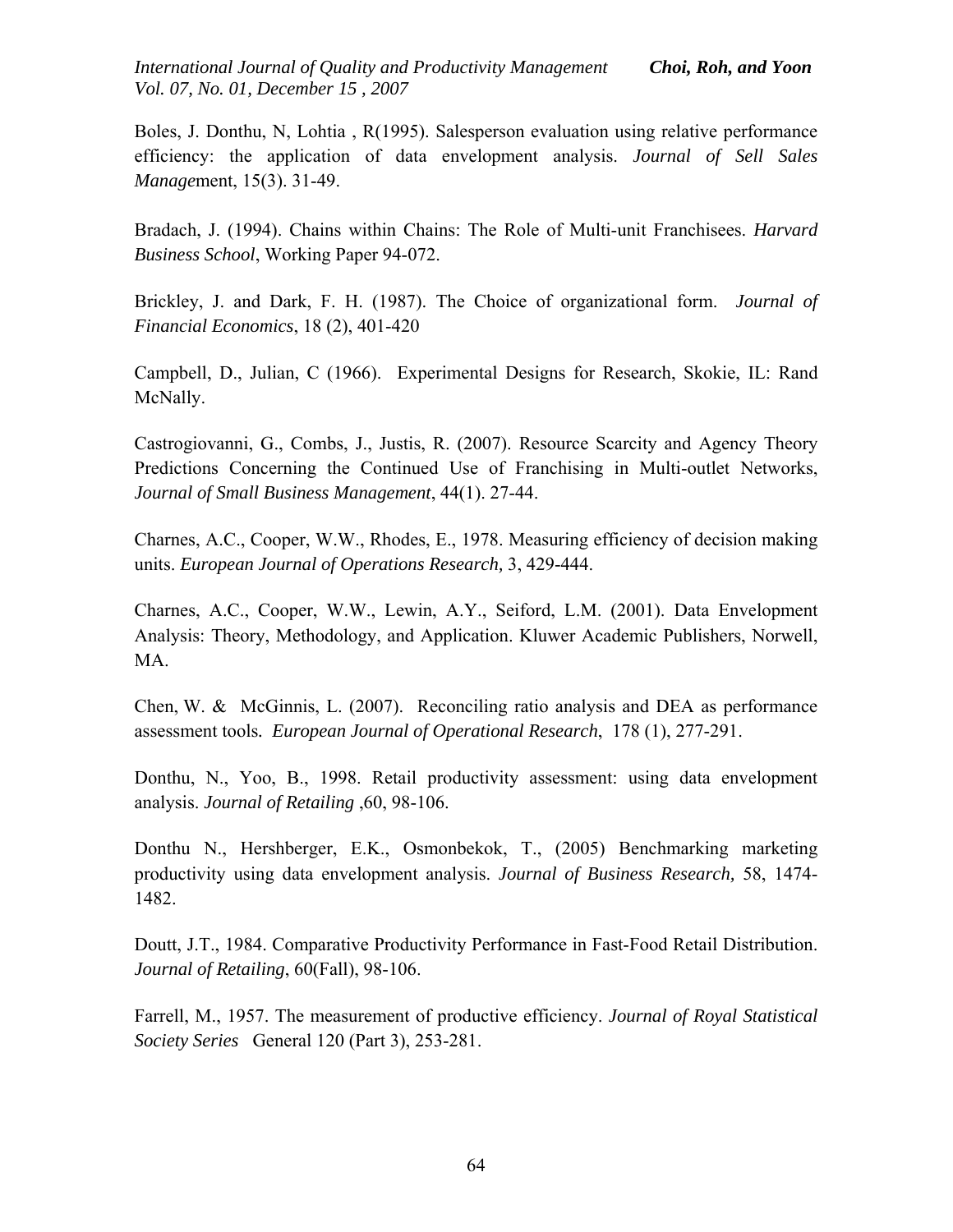Boles, J. Donthu, N, Lohtia , R(1995). Salesperson evaluation using relative performance efficiency: the application of data envelopment analysis. *Journal of Sell Sales Manage*ment, 15(3). 31-49.

Bradach, J. (1994). Chains within Chains: The Role of Multi-unit Franchisees. *Harvard Business School*, Working Paper 94-072.

Brickley, J. and Dark, F. H. (1987). The Choice of organizational form. *Journal of Financial Economics*, 18 (2), 401-420

Campbell, D., Julian, C (1966). Experimental Designs for Research, Skokie, IL: Rand McNally.

Castrogiovanni, G., Combs, J., Justis, R. (2007). Resource Scarcity and Agency Theory Predictions Concerning the Continued Use of Franchising in Multi-outlet Networks, *Journal of Small Business Management*, 44(1). 27-44.

Charnes, A.C., Cooper, W.W., Rhodes, E., 1978. Measuring efficiency of decision making units. *European Journal of Operations Research,* 3, 429-444.

Charnes, A.C., Cooper, W.W., Lewin, A.Y., Seiford, L.M. (2001). Data Envelopment Analysis: Theory, Methodology, and Application. Kluwer Academic Publishers, Norwell, MA.

Chen, W. & McGinnis, L. (2007). Reconciling ratio analysis and DEA as performance assessment tools. *European Journal of Operational Research*, 178 (1), 277-291.

Donthu, N., Yoo, B., 1998. Retail productivity assessment: using data envelopment analysis. *Journal of Retailing* ,60, 98-106.

Donthu N., Hershberger, E.K., Osmonbekok, T., (2005) Benchmarking marketing productivity using data envelopment analysis. *Journal of Business Research,* 58, 1474-1482.

Doutt, J.T., 1984. Comparative Productivity Performance in Fast-Food Retail Distribution. *Journal of Retailing*, 60(Fall), 98-106.

Farrell, M., 1957. The measurement of productive efficiency. *Journal of Royal Statistical Society Series* General 120 (Part 3), 253-281.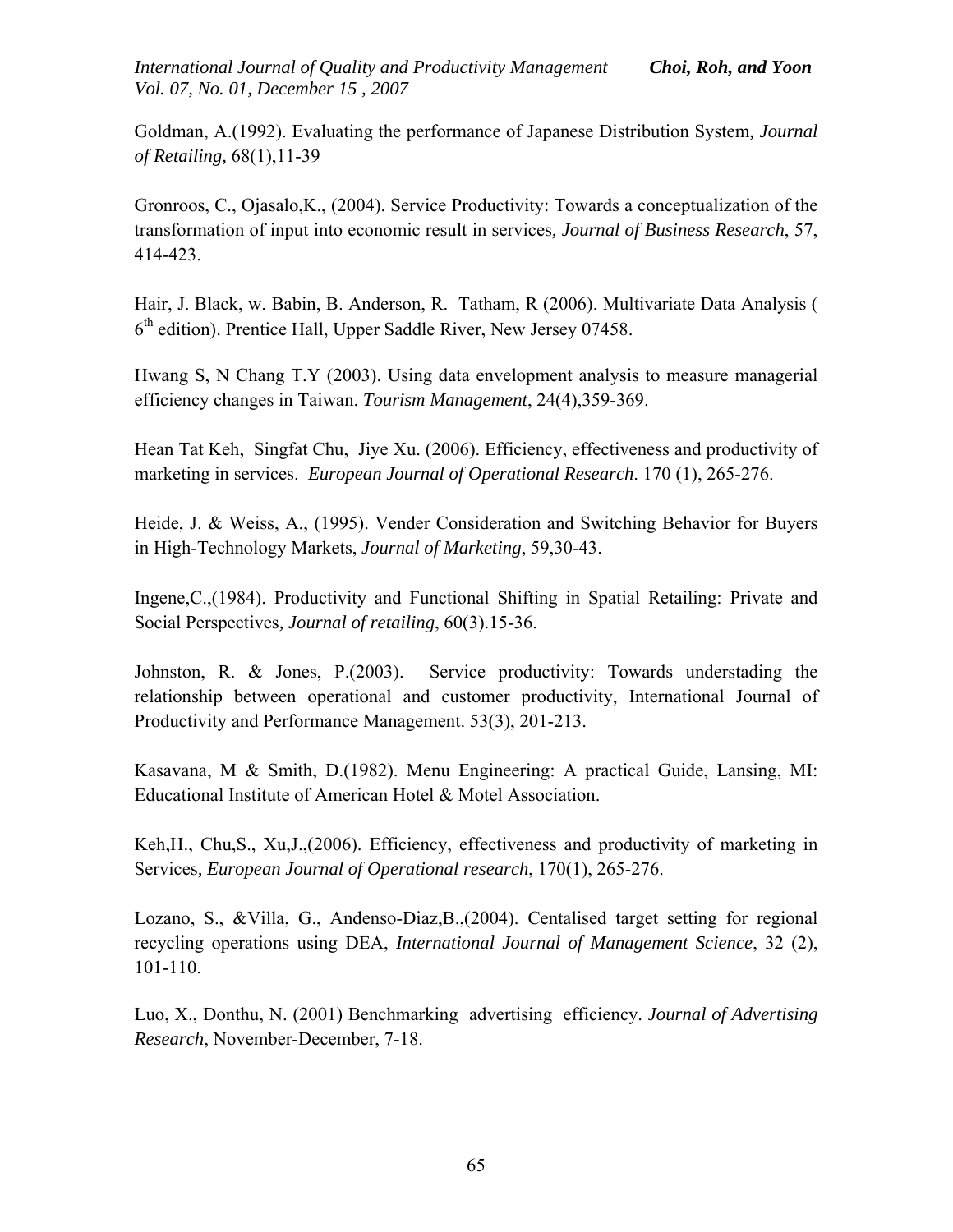Goldman, A.(1992). Evaluating the performance of Japanese Distribution System, *Journal of Retailing,* 68(1),11-39

Gronroos, C., Ojasalo,K., (2004). Service Productivity: Towards a conceptualization of the transformation of input into economic result in services, *Journal of Business Research*, 57, 414-423.

Hair, J. Black, w. Babin, B. Anderson, R. Tatham, R (2006). Multivariate Data Analysis ( 6th edition). Prentice Hall, Upper Saddle River, New Jersey 07458.

Hwang S, N Chang T.Y (2003). Using data envelopment analysis to measure managerial efficiency changes in Taiwan. *Tourism Management*, 24(4),359-369.

Hean Tat Keh, Singfat Chu, Jiye Xu. (2006). Efficiency, effectiveness and productivity of marketing in services. *European Journal of Operational Research*. 170 (1), 265-276.

Heide, J. & Weiss, A., (1995). Vender Consideration and Switching Behavior for Buyers in High-Technology Markets, *Journal of Marketing*, 59,30-43.

Ingene,C.,(1984). Productivity and Functional Shifting in Spatial Retailing: Private and Social Perspectives, *Journal of retailing*, 60(3).15-36.

Johnston, R. & Jones, P.(2003). Service productivity: Towards understading the relationship between operational and customer productivity, International Journal of Productivity and Performance Management. 53(3), 201-213.

Kasavana, M & Smith, D.(1982). Menu Engineering: A practical Guide, Lansing, MI: Educational Institute of American Hotel & Motel Association.

Keh,H., Chu,S., Xu,J.,(2006). Efficiency, effectiveness and productivity of marketing in Services, *European Journal of Operational research*, 170(1), 265-276.

Lozano, S., &Villa, G., Andenso-Diaz,B.,(2004). Centalised target setting for regional recycling operations using DEA, *International Journal of Management Science*, 32 (2), 101-110.

Luo, X., Donthu, N. (2001) Benchmarking advertising efficiency. *Journal of Advertising Research*, November-December, 7-18.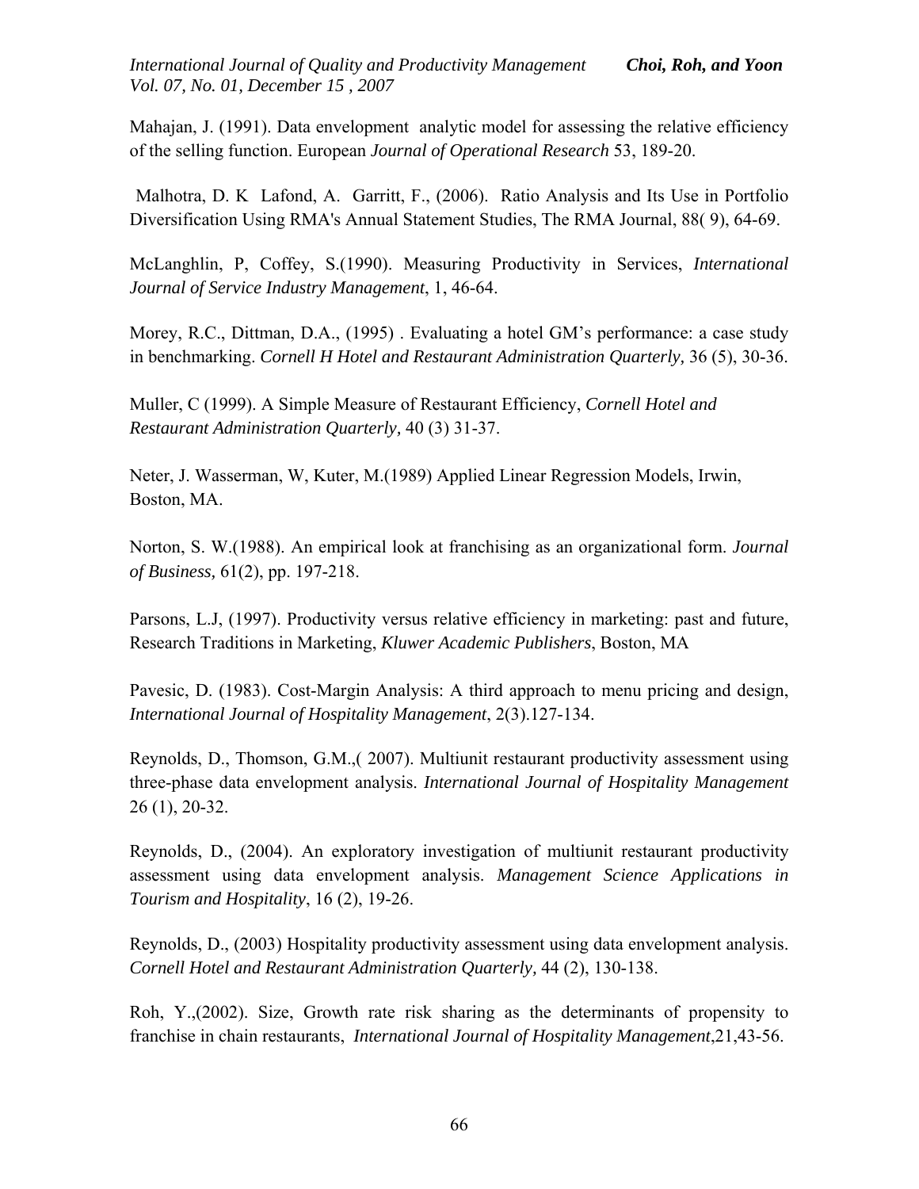Mahajan, J. (1991). Data envelopment analytic model for assessing the relative efficiency of the selling function. European *Journal of Operational Research* 53, 189-20.

Malhotra, D. K Lafond, A. Garritt, F., (2006). Ratio Analysis and Its Use in Portfolio Diversification Using RMA's Annual Statement Studies, The RMA Journal, 88( 9), 64-69.

McLanghlin, P, Coffey, S.(1990). Measuring Productivity in Services, *International Journal of Service Industry Management*, 1, 46-64.

Morey, R.C., Dittman, D.A., (1995) . Evaluating a hotel GM's performance: a case study in benchmarking. *Cornell H Hotel and Restaurant Administration Quarterly,* 36 (5), 30-36.

Muller, C (1999). A Simple Measure of Restaurant Efficiency, *Cornell Hotel and Restaurant Administration Quarterly,* 40 (3) 31-37.

Neter, J. Wasserman, W, Kuter, M.(1989) Applied Linear Regression Models, Irwin, Boston, MA.

Norton, S. W.(1988). An empirical look at franchising as an organizational form. *Journal of Business,* 61(2), pp. 197-218.

Parsons, L.J, (1997). Productivity versus relative efficiency in marketing: past and future, Research Traditions in Marketing, *Kluwer Academic Publishers*, Boston, MA

Pavesic, D. (1983). Cost-Margin Analysis: A third approach to menu pricing and design, *International Journal of Hospitality Management*, 2(3).127-134.

Reynolds, D., Thomson, G.M.,( 2007). Multiunit restaurant productivity assessment using three-phase data envelopment analysis. *International Journal of Hospitality Management* 26 (1), 20-32.

Reynolds, D., (2004). An exploratory investigation of multiunit restaurant productivity assessment using data envelopment analysis. *Management Science Applications in Tourism and Hospitality*, 16 (2), 19-26.

Reynolds, D., (2003) Hospitality productivity assessment using data envelopment analysis. *Cornell Hotel and Restaurant Administration Quarterly,* 44 (2), 130-138.

Roh, Y.,(2002). Size, Growth rate risk sharing as the determinants of propensity to franchise in chain restaurants, *International Journal of Hospitality Management*,21,43-56.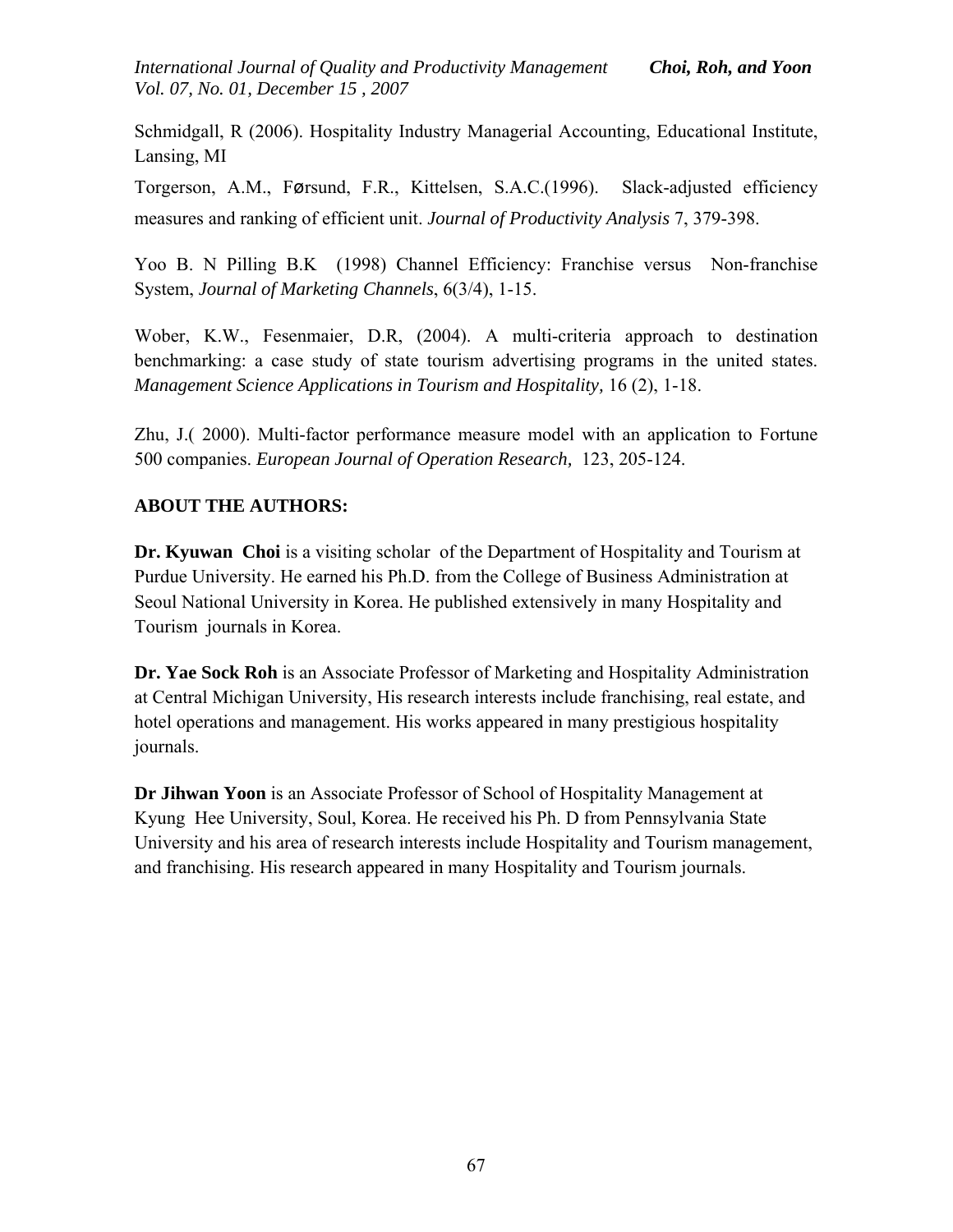Schmidgall, R (2006). Hospitality Industry Managerial Accounting, Educational Institute, Lansing, MI

Torgerson, A.M., FØrsund, F.R., Kittelsen, S.A.C.(1996). Slack-adjusted efficiency measures and ranking of efficient unit. *Journal of Productivity Analysis* 7, 379-398.

Yoo B. N Pilling B.K (1998) Channel Efficiency: Franchise versus Non-franchise System, *Journal of Marketing Channels*, 6(3/4), 1-15.

Wober, K.W., Fesenmaier, D.R, (2004). A multi-criteria approach to destination benchmarking: a case study of state tourism advertising programs in the united states. *Management Science Applications in Tourism and Hospitality,* 16 (2), 1-18.

Zhu, J.( 2000). Multi-factor performance measure model with an application to Fortune 500 companies. *European Journal of Operation Research,* 123, 205-124.

**ABOUT THE AUTHORS:**

**Dr. Kyuwan Choi** is a visiting scholar of the Department of Hospitality and Tourism at Purdue University. He earned his Ph.D. from the College of Business Administration at Seoul National University in Korea. He published extensively in many Hospitality and Tourism journals in Korea.

**Dr. Yae Sock Roh** is an Associate Professor of Marketing and Hospitality Administration at Central Michigan University, His research interests include franchising, real estate, and hotel operations and management. His works appeared in many prestigious hospitality journals.

**Dr Jihwan Yoon** is an Associate Professor of School of Hospitality Management at Kyung Hee University, Soul, Korea. He received his Ph. D from Pennsylvania State University and his area of research interests include Hospitality and Tourism management, and franchising. His research appeared in many Hospitality and Tourism journals.